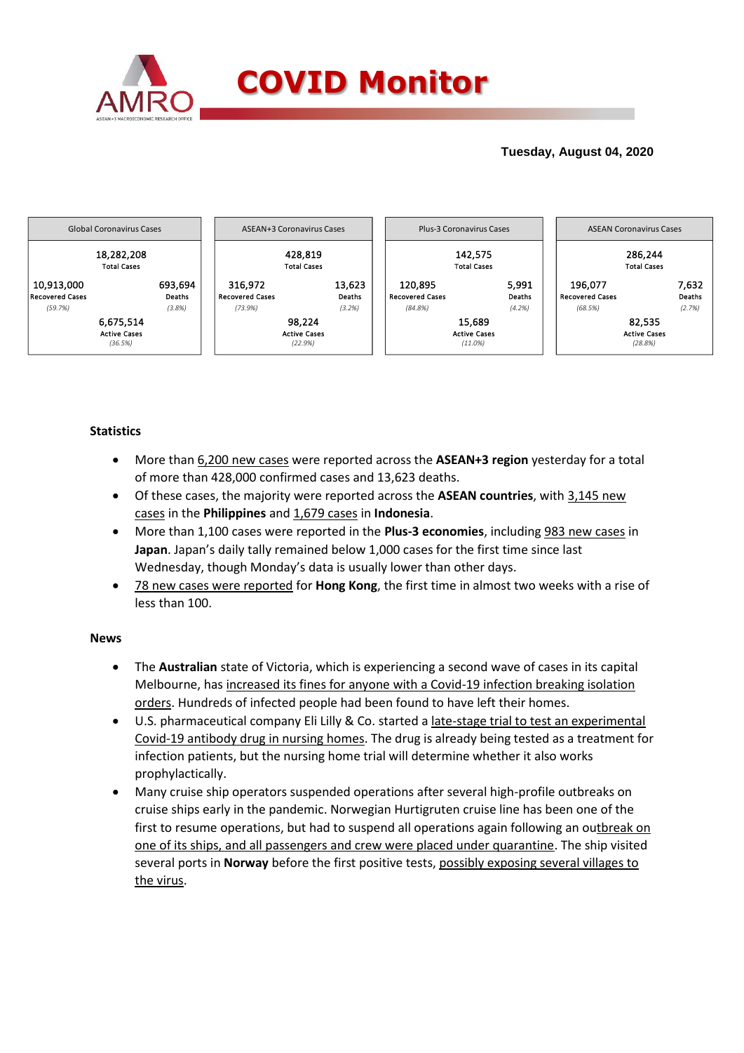# COVID Monitor

**Tuesday, August 04, 2020**

| Global Coronavirus Cases | | ASEAN+3 Coronavirus Cases | | Plus-3 Coronavirus Cases | | ASEAN Coronavirus Cases | |
|---|---|---|---|---|---|---|---|
| 18,282,208 Total Cases | | 428,819 Total Cases | | 142,575 Total Cases | | 286,244 Total Cases | |
| 10,913,000 Recovered Cases *(59.7%)* | 693,694 Deaths *(3.8%)* | 316,972 Recovered Cases *(73.9%)* | 13,623 Deaths *(3.2%)* | 120,895 Recovered Cases *(84.8%)* | 5,991 Deaths *(4.2%)* | 196,077 Recovered Cases *(68.5%)* | 7,632 Deaths *(2.7%)* |
| 6,675,514 Active Cases *(36.5%)* | | 98,224 Active Cases *(22.9%)* | | 15,689 Active Cases *(11.0%)* | | 82,535 Active Cases *(28.8%)* | |

### Statistics

- More than 6,200 new cases were reported across the **ASEAN+3 region** yesterday for a total of more than 428,000 confirmed cases and 13,623 deaths.
- Of these cases, the majority were reported across the **ASEAN countries**, with 3,145 new cases in the **Philippines** and 1,679 cases in **Indonesia**.
- More than 1,100 cases were reported in the **Plus-3 economies**, including 983 new cases in **Japan**. Japan's daily tally remained below 1,000 cases for the first time since last Wednesday, though Monday's data is usually lower than other days.
- 78 new cases were reported for **Hong Kong**, the first time in almost two weeks with a rise of less than 100.

### News

- The **Australian** state of Victoria, which is experiencing a second wave of cases in its capital Melbourne, has increased its fines for anyone with a Covid-19 infection breaking isolation orders. Hundreds of infected people had been found to have left their homes.
- U.S. pharmaceutical company Eli Lilly & Co. started a late-stage trial to test an experimental Covid-19 antibody drug in nursing homes. The drug is already being tested as a treatment for infection patients, but the nursing home trial will determine whether it also works prophylactically.
- Many cruise ship operators suspended operations after several high-profile outbreaks on cruise ships early in the pandemic. Norwegian Hurtigruten cruise line has been one of the first to resume operations, but had to suspend all operations again following an outbreak on one of its ships, and all passengers and crew were placed under quarantine. The ship visited several ports in **Norway** before the first positive tests, possibly exposing several villages to the virus.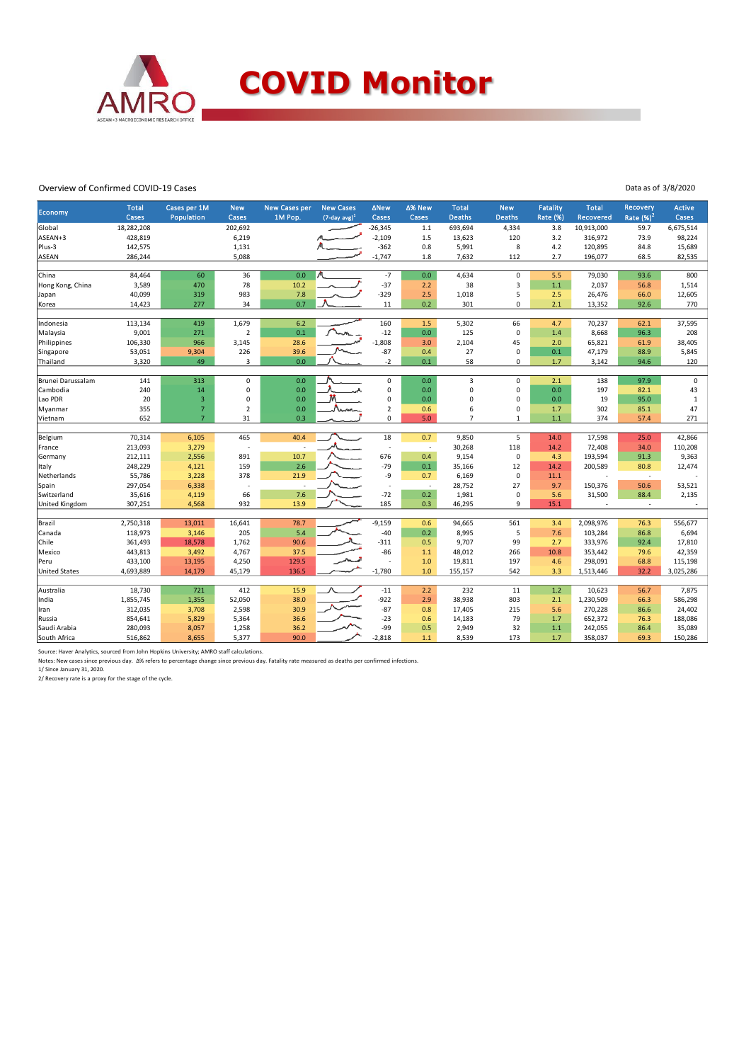# COVID Monitor

Overview of Confirmed COVID-19 Cases

Data as of 3/8/2020

| Economy | Total Cases | Cases per 1M Population | New Cases | New Cases per 1M Pop. | New Cases (7-day avg)[1] | ΔNew Cases | Δ% New Cases | Total Deaths | New Deaths | Fatality Rate (%) | Total Recovered | Recovery Rate (%)[2] | Active Cases |
|---|---|---|---|---|---|---|---|---|---|---|---|---|---|
| Global | 18,282,208 | | 202,692 | | | -26,345 | 1.1 | 693,694 | 4,334 | 3.8 | 10,913,000 | 59.7 | 6,675,514 |
| ASEAN+3 | 428,819 | | 6,219 | | | -2,109 | 1.5 | 13,623 | 120 | 3.2 | 316,972 | 73.9 | 98,224 |
| Plus-3 | 142,575 | | 1,131 | | | -362 | 0.8 | 5,991 | 8 | 4.2 | 120,895 | 84.8 | 15,689 |
| ASEAN | 286,244 | | 5,088 | | | -1,747 | 1.8 | 7,632 | 112 | 2.7 | 196,077 | 68.5 | 82,535 |
| | | | | | | | | | | | | | |
| China | 84,464 | 60 | 36 | 0.0 | | -7 | 0.0 | 4,634 | 0 | 5.5 | 79,030 | 93.6 | 800 |
| Hong Kong, China | 3,589 | 470 | 78 | 10.2 | | -37 | 2.2 | 38 | 3 | 1.1 | 2,037 | 56.8 | 1,514 |
| Japan | 40,099 | 319 | 983 | 7.8 | | -329 | 2.5 | 1,018 | 5 | 2.5 | 26,476 | 66.0 | 12,605 |
| Korea | 14,423 | 277 | 34 | 0.7 | | 11 | 0.2 | 301 | 0 | 2.1 | 13,352 | 92.6 | 770 |
| | | | | | | | | | | | | | |
| Indonesia | 113,134 | 419 | 1,679 | 6.2 | | 160 | 1.5 | 5,302 | 66 | 4.7 | 70,237 | 62.1 | 37,595 |
| Malaysia | 9,001 | 271 | 2 | 0.1 | | -12 | 0.0 | 125 | 0 | 1.4 | 8,668 | 96.3 | 208 |
| Philippines | 106,330 | 966 | 3,145 | 28.6 | | -1,808 | 3.0 | 2,104 | 45 | 2.0 | 65,821 | 61.9 | 38,405 |
| Singapore | 53,051 | 9,304 | 226 | 39.6 | | -87 | 0.4 | 27 | 0 | 0.1 | 47,179 | 88.9 | 5,845 |
| Thailand | 3,320 | 49 | 3 | 0.0 | | -2 | 0.1 | 58 | 0 | 1.7 | 3,142 | 94.6 | 120 |
| | | | | | | | | | | | | | |
| Brunei Darussalam | 141 | 313 | 0 | 0.0 | | 0 | 0.0 | 3 | 0 | 2.1 | 138 | 97.9 | 0 |
| Cambodia | 240 | 14 | 0 | 0.0 | | 0 | 0.0 | 0 | 0 | 0.0 | 197 | 82.1 | 43 |
| Lao PDR | 20 | 3 | 0 | 0.0 | | 0 | 0.0 | 0 | 0 | 0.0 | 19 | 95.0 | 1 |
| Myanmar | 355 | 7 | 2 | 0.0 | | 2 | 0.6 | 6 | 0 | 1.7 | 302 | 85.1 | 47 |
| Vietnam | 652 | 7 | 31 | 0.3 | | 0 | 5.0 | 7 | 1 | 1.1 | 374 | 57.4 | 271 |
| | | | | | | | | | | | | | |
| Belgium | 70,314 | 6,105 | 465 | 40.4 | | 18 | 0.7 | 9,850 | 5 | 14.0 | 17,598 | 25.0 | 42,866 |
| France | 213,093 | 3,279 | - | - | | - | - | 30,268 | 118 | 14.2 | 72,408 | 34.0 | 110,208 |
| Germany | 212,111 | 2,556 | 891 | 10.7 | | 676 | 0.4 | 9,154 | 0 | 4.3 | 193,594 | 91.3 | 9,363 |
| Italy | 248,229 | 4,121 | 159 | 2.6 | | -79 | 0.1 | 35,166 | 12 | 14.2 | 200,589 | 80.8 | 12,474 |
| Netherlands | 55,786 | 3,228 | 378 | 21.9 | | -9 | 0.7 | 6,169 | 0 | 11.1 | - | - | - |
| Spain | 297,054 | 6,338 | - | - | | - | - | 28,752 | 27 | 9.7 | 150,376 | 50.6 | 53,521 |
| Switzerland | 35,616 | 4,119 | 66 | 7.6 | | -72 | 0.2 | 1,981 | 0 | 5.6 | 31,500 | 88.4 | 2,135 |
| United Kingdom | 307,251 | 4,568 | 932 | 13.9 | | 185 | 0.3 | 46,295 | 9 | 15.1 | - | - | - |
| | | | | | | | | | | | | | |
| Brazil | 2,750,318 | 13,011 | 16,641 | 78.7 | | -9,159 | 0.6 | 94,665 | 561 | 3.4 | 2,098,976 | 76.3 | 556,677 |
| Canada | 118,973 | 3,146 | 205 | 5.4 | | -40 | 0.2 | 8,995 | 5 | 7.6 | 103,284 | 86.8 | 6,694 |
| Chile | 361,493 | 18,578 | 1,762 | 90.6 | | -311 | 0.5 | 9,707 | 99 | 2.7 | 333,976 | 92.4 | 17,810 |
| Mexico | 443,813 | 3,492 | 4,767 | 37.5 | | -86 | 1.1 | 48,012 | 266 | 10.8 | 353,442 | 79.6 | 42,359 |
| Peru | 433,100 | 13,195 | 4,250 | 129.5 | | - | 1.0 | 19,811 | 197 | 4.6 | 298,091 | 68.8 | 115,198 |
| United States | 4,693,889 | 14,179 | 45,179 | 136.5 | | -1,780 | 1.0 | 155,157 | 542 | 3.3 | 1,513,446 | 32.2 | 3,025,286 |
| | | | | | | | | | | | | | |
| Australia | 18,730 | 721 | 412 | 15.9 | | -11 | 2.2 | 232 | 11 | 1.2 | 10,623 | 56.7 | 7,875 |
| India | 1,855,745 | 1,355 | 52,050 | 38.0 | | -922 | 2.9 | 38,938 | 803 | 2.1 | 1,230,509 | 66.3 | 586,298 |
| Iran | 312,035 | 3,708 | 2,598 | 30.9 | | -87 | 0.8 | 17,405 | 215 | 5.6 | 270,228 | 86.6 | 24,402 |
| Russia | 854,641 | 5,829 | 5,364 | 36.6 | | -23 | 0.6 | 14,183 | 79 | 1.7 | 652,372 | 76.3 | 188,086 |
| Saudi Arabia | 280,093 | 8,057 | 1,258 | 36.2 | | -99 | 0.5 | 2,949 | 32 | 1.1 | 242,055 | 86.4 | 35,089 |
| South Africa | 516,862 | 8,655 | 5,377 | 90.0 | | -2,818 | 1.1 | 8,539 | 173 | 1.7 | 358,037 | 69.3 | 150,286 |

Source: Haver Analytics, sourced from John Hopkins University; AMRO staff calculations.
Notes: New cases since previous day. Δ% refers to percentage change since previous day. Fatality rate measured as deaths per confirmed infections.
1/ Since January 31, 2020.
2/ Recovery rate is a proxy for the stage of the cycle.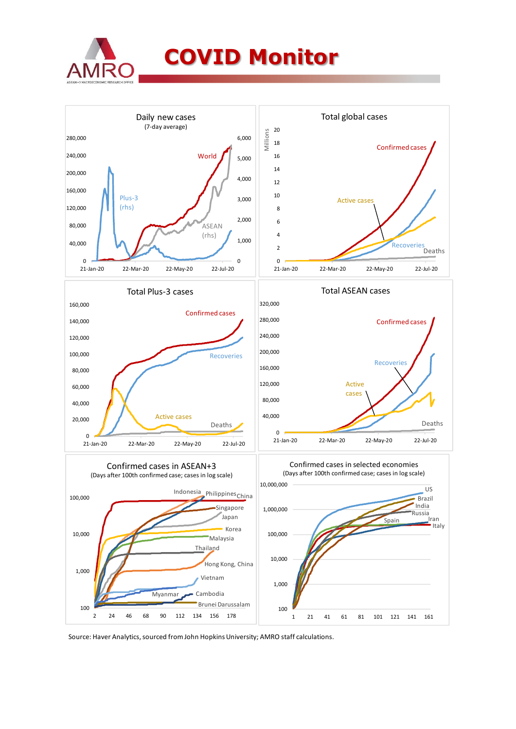# COVID Monitor

AMRO
ASEAN+3 MACROECONOMIC RESEARCH OFFICE

**Daily new cases**
(7-day average)

280,000
240,000
200,000
160,000
120,000
80,000
40,000
0

6,000
5,000
4,000
3,000
2,000
1,000
0

World
Plus-3 (rhs)
ASEAN (rhs)

21-Jan-20 22-Mar-20 22-May-20 22-Jul-20

**Total global cases**

Millions

20
18
16
14
12
10
8
6
4
2
0

Confirmed cases
Active cases
Recoveries
Deaths

21-Jan-20 22-Mar-20 22-May-20 22-Jul-20

**Total Plus-3 cases**

160,000
140,000
120,000
100,000
80,000
60,000
40,000
20,000
0

Confirmed cases
Recoveries
Active cases
Deaths

21-Jan-20 22-Mar-20 22-May-20 22-Jul-20

**Total ASEAN cases**

320,000
280,000
240,000
200,000
160,000
120,000
80,000
40,000
0

Confirmed cases
Recoveries
Active cases
Deaths

21-Jan-20 22-Mar-20 22-May-20 22-Jul-20

**Confirmed cases in ASEAN+3**
(Days after 100th confirmed case; cases in log scale)

100,000
10,000
1,000
100

Indonesia
Philippines
China
Singapore
Japan
Korea
Malaysia
Thailand
Hong Kong, China
Vietnam
Myanmar
Cambodia
Brunei Darussalam

2 24 46 68 90 112 134 156 178

**Confirmed cases in selected economies**
(Days after 100th confirmed case; cases in log scale)

10,000,000
1,000,000
100,000
10,000
1,000
100

US
Brazil
India
Russia
Spain
Iran
Italy

1 21 41 61 81 101 121 141 161

Source: Haver Analytics, sourced from John Hopkins University; AMRO staff calculations.